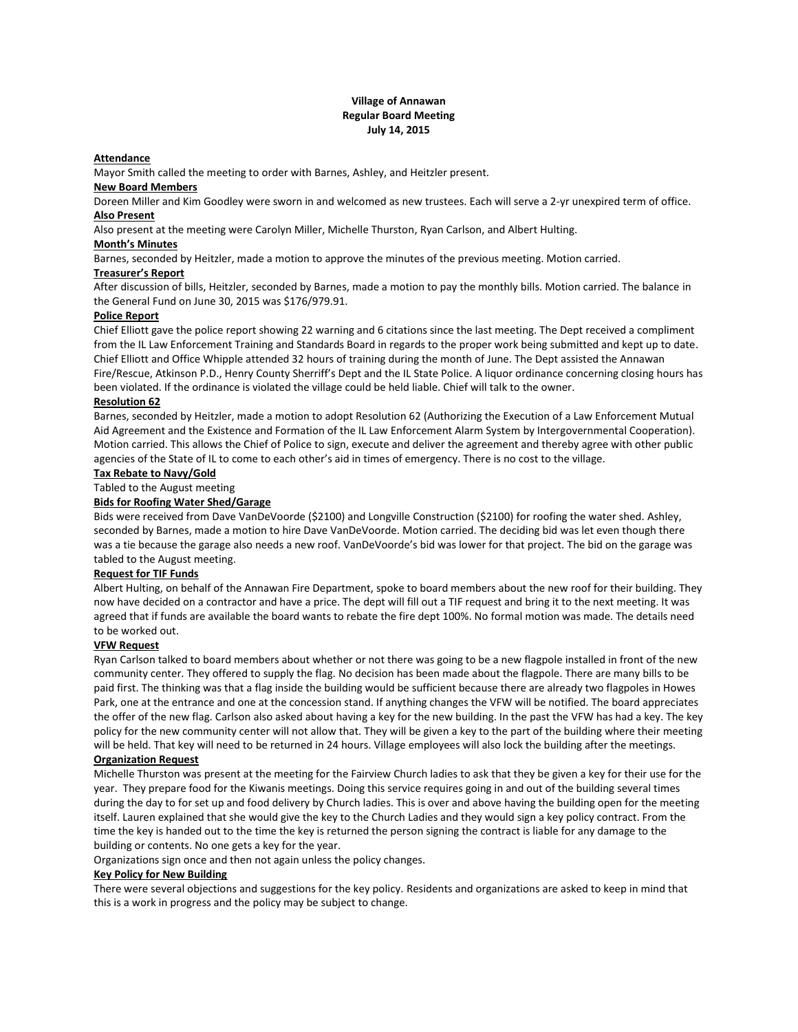**Village of Annawan**
**Regular Board Meeting**
**July 14, 2015**

**Attendance**

Mayor Smith called the meeting to order with Barnes, Ashley, and Heitzler present.

**New Board Members**

Doreen Miller and Kim Goodley were sworn in and welcomed as new trustees. Each will serve a 2-yr unexpired term of office.

**Also Present**

Also present at the meeting were Carolyn Miller, Michelle Thurston, Ryan Carlson, and Albert Hulting.

**Month's Minutes**

Barnes, seconded by Heitzler, made a motion to approve the minutes of the previous meeting. Motion carried.

**Treasurer's Report**

After discussion of bills, Heitzler, seconded by Barnes, made a motion to pay the monthly bills. Motion carried. The balance in the General Fund on June 30, 2015 was $176/979.91.

**Police Report**

Chief Elliott gave the police report showing 22 warning and 6 citations since the last meeting. The Dept received a compliment from the IL Law Enforcement Training and Standards Board in regards to the proper work being submitted and kept up to date. Chief Elliott and Office Whipple attended 32 hours of training during the month of June. The Dept assisted the Annawan Fire/Rescue, Atkinson P.D., Henry County Sherriff's Dept and the IL State Police. A liquor ordinance concerning closing hours has been violated. If the ordinance is violated the village could be held liable. Chief will talk to the owner.

**Resolution 62**

Barnes, seconded by Heitzler, made a motion to adopt Resolution 62 (Authorizing the Execution of a Law Enforcement Mutual Aid Agreement and the Existence and Formation of the IL Law Enforcement Alarm System by Intergovernmental Cooperation). Motion carried. This allows the Chief of Police to sign, execute and deliver the agreement and thereby agree with other public agencies of the State of IL to come to each other's aid in times of emergency. There is no cost to the village.

**Tax Rebate to Navy/Gold**

Tabled to the August meeting

**Bids for Roofing Water Shed/Garage**

Bids were received from Dave VanDeVoorde ($2100) and Longville Construction ($2100) for roofing the water shed. Ashley, seconded by Barnes, made a motion to hire Dave VanDeVoorde. Motion carried. The deciding bid was let even though there was a tie because the garage also needs a new roof. VanDeVoorde's bid was lower for that project. The bid on the garage was tabled to the August meeting.

**Request for TIF Funds**

Albert Hulting, on behalf of the Annawan Fire Department, spoke to board members about the new roof for their building. They now have decided on a contractor and have a price. The dept will fill out a TIF request and bring it to the next meeting. It was agreed that if funds are available the board wants to rebate the fire dept 100%. No formal motion was made. The details need to be worked out.

**VFW Request**

Ryan Carlson talked to board members about whether or not there was going to be a new flagpole installed in front of the new community center. They offered to supply the flag. No decision has been made about the flagpole. There are many bills to be paid first. The thinking was that a flag inside the building would be sufficient because there are already two flagpoles in Howes Park, one at the entrance and one at the concession stand. If anything changes the VFW will be notified. The board appreciates the offer of the new flag. Carlson also asked about having a key for the new building. In the past the VFW has had a key. The key policy for the new community center will not allow that. They will be given a key to the part of the building where their meeting will be held. That key will need to be returned in 24 hours. Village employees will also lock the building after the meetings.

**Organization Request**

Michelle Thurston was present at the meeting for the Fairview Church ladies to ask that they be given a key for their use for the year. They prepare food for the Kiwanis meetings. Doing this service requires going in and out of the building several times during the day to for set up and food delivery by Church ladies. This is over and above having the building open for the meeting itself. Lauren explained that she would give the key to the Church Ladies and they would sign a key policy contract. From the time the key is handed out to the time the key is returned the person signing the contract is liable for any damage to the building or contents. No one gets a key for the year.

Organizations sign once and then not again unless the policy changes.

**Key Policy for New Building**

There were several objections and suggestions for the key policy. Residents and organizations are asked to keep in mind that this is a work in progress and the policy may be subject to change.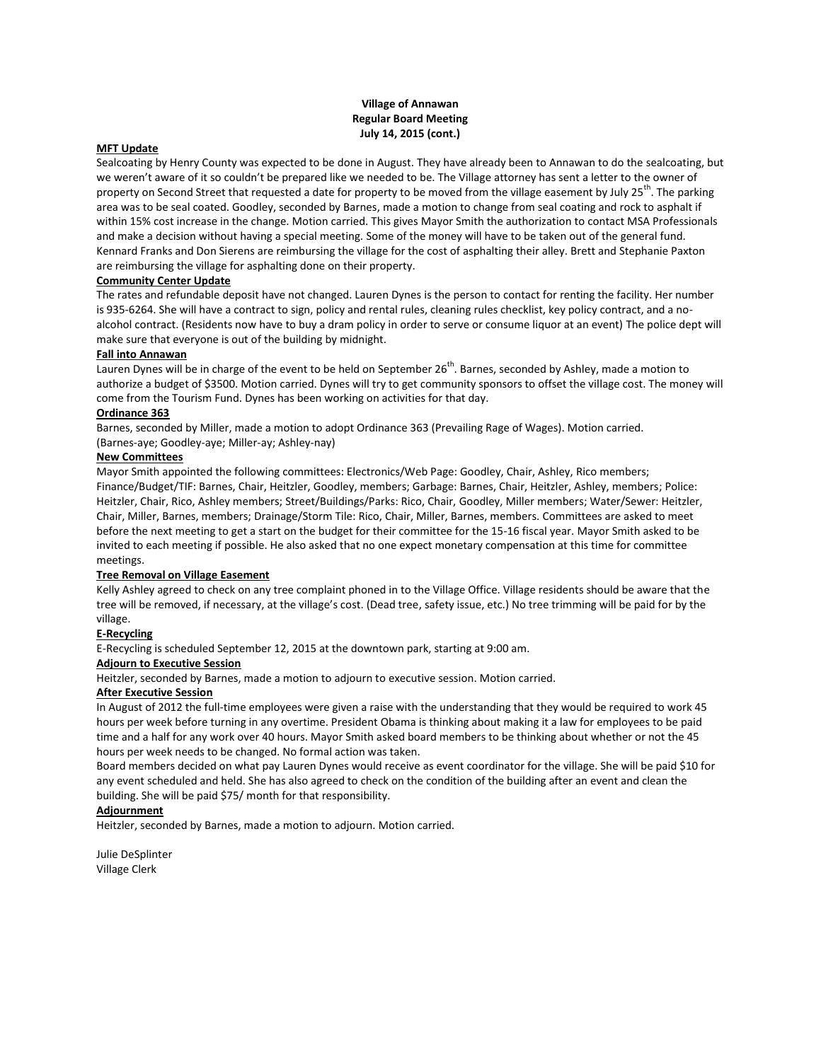**Village of Annawan**
**Regular Board Meeting**
**July 14, 2015 (cont.)**

**MFT Update**

Sealcoating by Henry County was expected to be done in August. They have already been to Annawan to do the sealcoating, but we weren't aware of it so couldn't be prepared like we needed to be. The Village attorney has sent a letter to the owner of property on Second Street that requested a date for property to be moved from the village easement by July 25th. The parking area was to be seal coated. Goodley, seconded by Barnes, made a motion to change from seal coating and rock to asphalt if within 15% cost increase in the change. Motion carried. This gives Mayor Smith the authorization to contact MSA Professionals and make a decision without having a special meeting. Some of the money will have to be taken out of the general fund. Kennard Franks and Don Sierens are reimbursing the village for the cost of asphalting their alley. Brett and Stephanie Paxton are reimbursing the village for asphalting done on their property.

**Community Center Update**

The rates and refundable deposit have not changed. Lauren Dynes is the person to contact for renting the facility. Her number is 935-6264. She will have a contract to sign, policy and rental rules, cleaning rules checklist, key policy contract, and a no-alcohol contract. (Residents now have to buy a dram policy in order to serve or consume liquor at an event) The police dept will make sure that everyone is out of the building by midnight.

**Fall into Annawan**

Lauren Dynes will be in charge of the event to be held on September 26th. Barnes, seconded by Ashley, made a motion to authorize a budget of $3500. Motion carried. Dynes will try to get community sponsors to offset the village cost. The money will come from the Tourism Fund. Dynes has been working on activities for that day.

**Ordinance 363**

Barnes, seconded by Miller, made a motion to adopt Ordinance 363 (Prevailing Rage of Wages). Motion carried. (Barnes-aye; Goodley-aye; Miller-ay; Ashley-nay)

**New Committees**

Mayor Smith appointed the following committees: Electronics/Web Page: Goodley, Chair, Ashley, Rico members; Finance/Budget/TIF: Barnes, Chair, Heitzler, Goodley, members; Garbage: Barnes, Chair, Heitzler, Ashley, members; Police: Heitzler, Chair, Rico, Ashley members; Street/Buildings/Parks: Rico, Chair, Goodley, Miller members; Water/Sewer: Heitzler, Chair, Miller, Barnes, members; Drainage/Storm Tile: Rico, Chair, Miller, Barnes, members. Committees are asked to meet before the next meeting to get a start on the budget for their committee for the 15-16 fiscal year. Mayor Smith asked to be invited to each meeting if possible. He also asked that no one expect monetary compensation at this time for committee meetings.

**Tree Removal on Village Easement**

Kelly Ashley agreed to check on any tree complaint phoned in to the Village Office. Village residents should be aware that the tree will be removed, if necessary, at the village's cost. (Dead tree, safety issue, etc.) No tree trimming will be paid for by the village.

**E-Recycling**

E-Recycling is scheduled September 12, 2015 at the downtown park, starting at 9:00 am.

**Adjourn to Executive Session**

Heitzler, seconded by Barnes, made a motion to adjourn to executive session. Motion carried.

**After Executive Session**

In August of 2012 the full-time employees were given a raise with the understanding that they would be required to work 45 hours per week before turning in any overtime. President Obama is thinking about making it a law for employees to be paid time and a half for any work over 40 hours. Mayor Smith asked board members to be thinking about whether or not the 45 hours per week needs to be changed. No formal action was taken.

Board members decided on what pay Lauren Dynes would receive as event coordinator for the village. She will be paid $10 for any event scheduled and held. She has also agreed to check on the condition of the building after an event and clean the building. She will be paid $75/ month for that responsibility.

**Adjournment**

Heitzler, seconded by Barnes, made a motion to adjourn. Motion carried.

Julie DeSplinter
Village Clerk